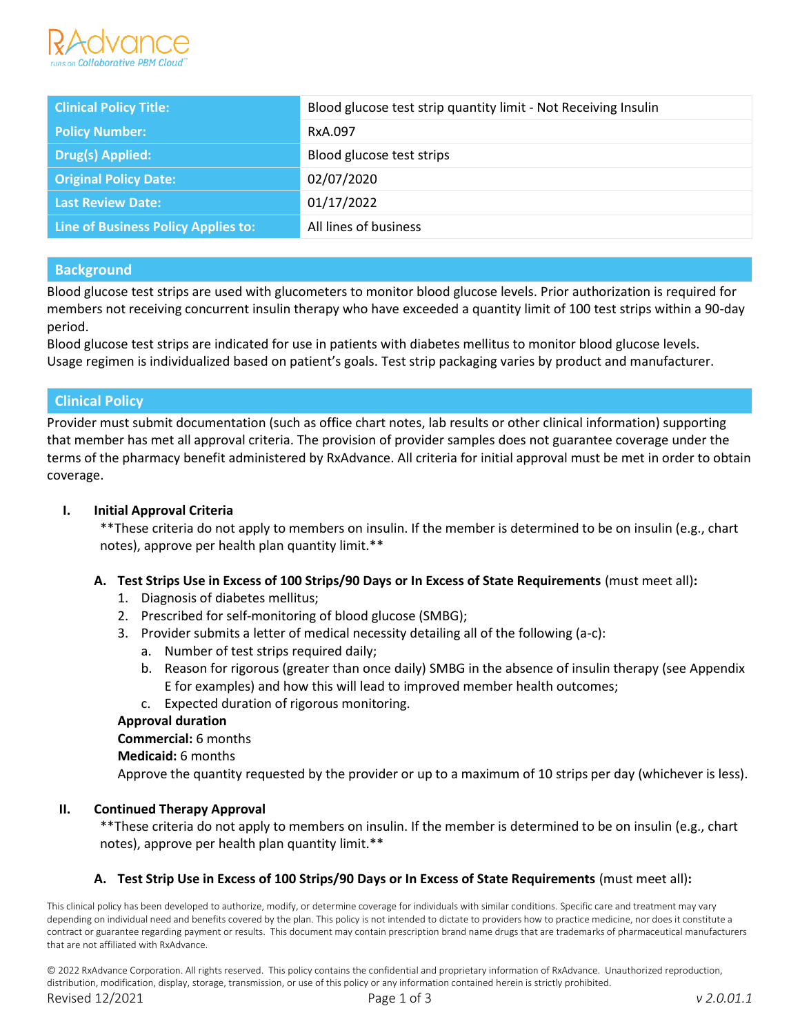| Clinical Policy Title: | Blood glucose test strip quantity limit - Not Receiving Insulin |
|---|---|
| Policy Number: | RxA.097 |
| Drug(s) Applied: | Blood glucose test strips |
| Original Policy Date: | 02/07/2020 |
| Last Review Date: | 01/17/2022 |
| Line of Business Policy Applies to: | All lines of business |

## Background

Blood glucose test strips are used with glucometers to monitor blood glucose levels. Prior authorization is required for members not receiving concurrent insulin therapy who have exceeded a quantity limit of 100 test strips within a 90-day period.

Blood glucose test strips are indicated for use in patients with diabetes mellitus to monitor blood glucose levels. Usage regimen is individualized based on patient's goals. Test strip packaging varies by product and manufacturer.

## Clinical Policy

Provider must submit documentation (such as office chart notes, lab results or other clinical information) supporting that member has met all approval criteria. The provision of provider samples does not guarantee coverage under the terms of the pharmacy benefit administered by RxAdvance. All criteria for initial approval must be met in order to obtain coverage.

### I. Initial Approval Criteria

**These criteria do not apply to members on insulin. If the member is determined to be on insulin (e.g., chart notes), approve per health plan quantity limit.**

**A. Test Strips Use in Excess of 100 Strips/90 Days or In Excess of State Requirements** (must meet all)**:**

1. Diagnosis of diabetes mellitus;
2. Prescribed for self-monitoring of blood glucose (SMBG);
3. Provider submits a letter of medical necessity detailing all of the following (a-c):
   a. Number of test strips required daily;
   b. Reason for rigorous (greater than once daily) SMBG in the absence of insulin therapy (see Appendix E for examples) and how this will lead to improved member health outcomes;
   c. Expected duration of rigorous monitoring.

**Approval duration**
**Commercial:** 6 months
**Medicaid:** 6 months
Approve the quantity requested by the provider or up to a maximum of 10 strips per day (whichever is less).

### II. Continued Therapy Approval

**These criteria do not apply to members on insulin. If the member is determined to be on insulin (e.g., chart notes), approve per health plan quantity limit.**

**A. Test Strip Use in Excess of 100 Strips/90 Days or In Excess of State Requirements** (must meet all)**:**

This clinical policy has been developed to authorize, modify, or determine coverage for individuals with similar conditions. Specific care and treatment may vary depending on individual need and benefits covered by the plan. This policy is not intended to dictate to providers how to practice medicine, nor does it constitute a contract or guarantee regarding payment or results. This document may contain prescription brand name drugs that are trademarks of pharmaceutical manufacturers that are not affiliated with RxAdvance.

© 2022 RxAdvance Corporation. All rights reserved. This policy contains the confidential and proprietary information of RxAdvance. Unauthorized reproduction, distribution, modification, display, storage, transmission, or use of this policy or any information contained herein is strictly prohibited.

Revised 12/2021 v 2.0.01.1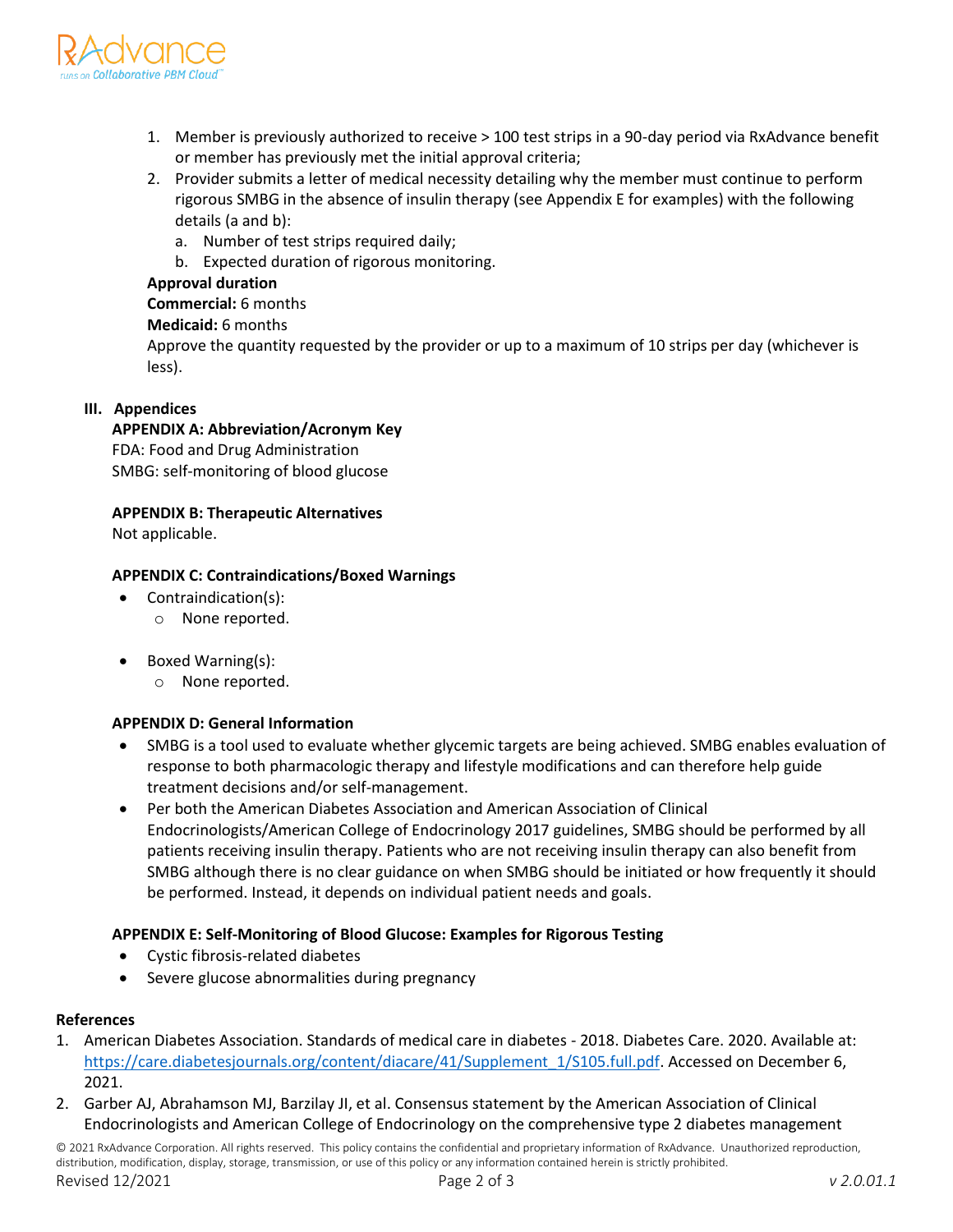1. Member is previously authorized to receive > 100 test strips in a 90-day period via RxAdvance benefit or member has previously met the initial approval criteria;
2. Provider submits a letter of medical necessity detailing why the member must continue to perform rigorous SMBG in the absence of insulin therapy (see Appendix E for examples) with the following details (a and b):
   a. Number of test strips required daily;
   b. Expected duration of rigorous monitoring.

**Approval duration**
**Commercial:** 6 months
**Medicaid:** 6 months
Approve the quantity requested by the provider or up to a maximum of 10 strips per day (whichever is less).

## III. Appendices

**APPENDIX A: Abbreviation/Acronym Key**
FDA: Food and Drug Administration
SMBG: self-monitoring of blood glucose

**APPENDIX B: Therapeutic Alternatives**
Not applicable.

**APPENDIX C: Contraindications/Boxed Warnings**
- Contraindication(s):
  - None reported.
- Boxed Warning(s):
  - None reported.

**APPENDIX D: General Information**
- SMBG is a tool used to evaluate whether glycemic targets are being achieved. SMBG enables evaluation of response to both pharmacologic therapy and lifestyle modifications and can therefore help guide treatment decisions and/or self-management.
- Per both the American Diabetes Association and American Association of Clinical Endocrinologists/American College of Endocrinology 2017 guidelines, SMBG should be performed by all patients receiving insulin therapy. Patients who are not receiving insulin therapy can also benefit from SMBG although there is no clear guidance on when SMBG should be initiated or how frequently it should be performed. Instead, it depends on individual patient needs and goals.

**APPENDIX E: Self-Monitoring of Blood Glucose: Examples for Rigorous Testing**
- Cystic fibrosis-related diabetes
- Severe glucose abnormalities during pregnancy

## References

1. American Diabetes Association. Standards of medical care in diabetes - 2018. Diabetes Care. 2020. Available at: https://care.diabetesjournals.org/content/diacare/41/Supplement_1/S105.full.pdf. Accessed on December 6, 2021.
2. Garber AJ, Abrahamson MJ, Barzilay JI, et al. Consensus statement by the American Association of Clinical Endocrinologists and American College of Endocrinology on the comprehensive type 2 diabetes management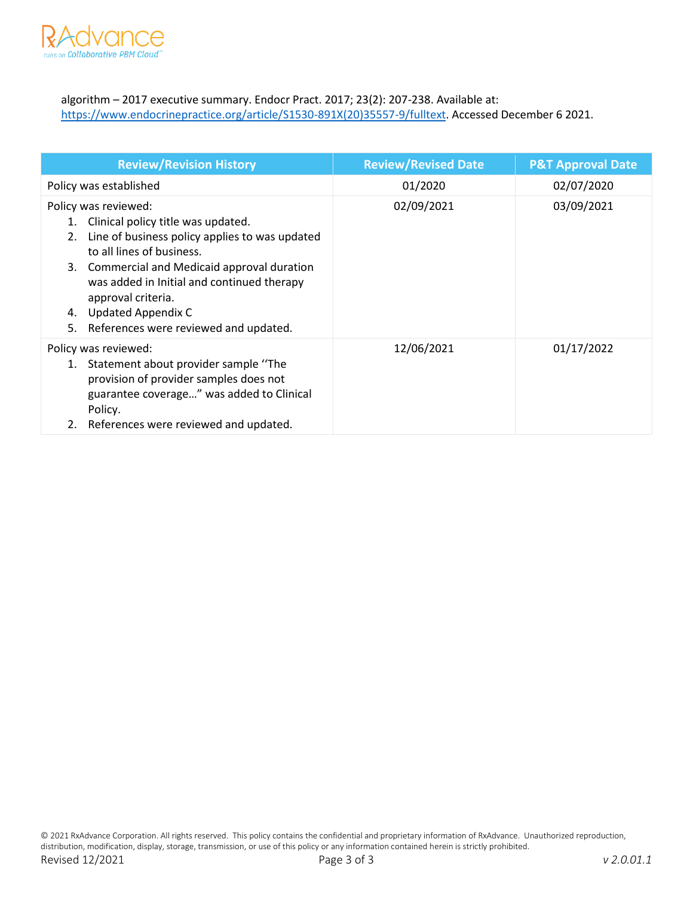algorithm – 2017 executive summary. Endocr Pract. 2017; 23(2): 207-238. Available at: https://www.endocrinepractice.org/article/S1530-891X(20)35557-9/fulltext. Accessed December 6 2021.

| Review/Revision History | Review/Revised Date | P&T Approval Date |
|---|---|---|
| Policy was established | 01/2020 | 02/07/2020 |
| Policy was reviewed:<br>1. Clinical policy title was updated.<br>2. Line of business policy applies to was updated to all lines of business.<br>3. Commercial and Medicaid approval duration was added in Initial and continued therapy approval criteria.<br>4. Updated Appendix C<br>5. References were reviewed and updated. | 02/09/2021 | 03/09/2021 |
| Policy was reviewed:<br>1. Statement about provider sample ''The provision of provider samples does not guarantee coverage…" was added to Clinical Policy.<br>2. References were reviewed and updated. | 12/06/2021 | 01/17/2022 |